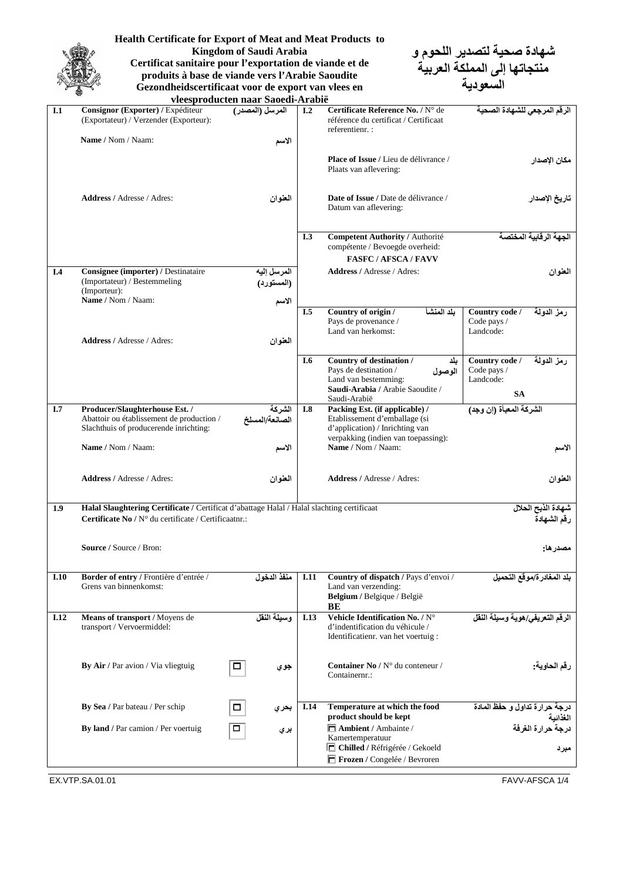# Health Certificate for Export of Meat and Meat Products to Kingdom of Saudi Arabia
## Certificat sanitaire pour l'exportation de viande et de produits à base de viande vers l'Arabie Saoudite
## Gezondheidscertificaat voor de export van vlees en vleesproducten naar Saoedi-Arabië

## شهادة صحية لتصدير اللحوم و منتجاتها إلى المملكة العربية السعودية

| | | |
|---|---|---|
| **I.1** | **Consignor (Exporter) /** Expéditeur (Exportateur) / Verzender (Exporteur): **Name /** Nom / Naam: **Address /** Adresse / Adres: | المرسل (المصدر) الاسم العنوان |
| **I.2** | **Certificate Reference No. /** N° de référence du certificat / Certificaat referentienr. : **Place of Issue /** Lieu de délivrance / Plaats van aflevering: **Date of Issue /** Date de délivrance / Datum van aflevering: | الرقم المرجعي للشهادة الصحية مكان الإصدار تاريخ الإصدار |
| **I.3** | **Competent Authority /** Authorité compétente / Bevoegde overheid: **FASFC / AFSCA / FAVV** **Address /** Adresse / Adres: | الجهة الرقابية المختصة العنوان |
| **I.4** | **Consignee (importer) /** Destinataire (Importateur) / Bestemmeling (Importeur): **Name /** Nom / Naam: **Address /** Adresse / Adres: | المرسل إليه (المستورد) الاسم العنوان |
| **I.5** | **Country of origin /** Pays de provenance / Land van herkomst: بلد المنشأ | **Country code /** Code pays / Landcode: رمز الدولة |
| **I.6** | **Country of destination /** Pays de destination / Land van bestemming: **Saudi-Arabia /** Arabie Saoudite / Saudi-Arabië بلد الوصول | **Country code /** Code pays / Landcode: **SA** رمز الدولة |
| **I.7** | **Producer/Slaughterhouse Est. /** Abattoir ou établissement de production / Slachthuis of producerende inrichting: **Name /** Nom / Naam: **Address /** Adresse / Adres: | الشركة الصانعة/المسلخ الاسم العنوان |
| **I.8** | **Packing Est. (if applicable) /** Etablissement d'emballage (si d'application) / Inrichting van verpakking (indien van toepassing): **Name /** Nom / Naam: **Address /** Adresse / Adres: | الشركة المعبأة (إن وجد) الاسم العنوان |
| **1.9** | **Halal Slaughtering Certificate /** Certificat d'abattage Halal / Halal slachting certificaat **Certificate No /** N° du certificate / Certificaatnr.: **Source /** Source / Bron: | شهادة الذبح الحلال رقم الشهادة مصدرها: |
| **I.10** | **Border of entry /** Frontière d'entrée / Grens van binnenkomst: | منفذ الدخول |
| **I.11** | **Country of dispatch /** Pays d'envoi / Land van verzending: **Belgium /** Belgique / België **BE** | بلد المغادرة/موقع التحميل |
| **I.12** | **Means of transport /** Moyens de transport / Vervoermiddel: **By Air /** Par avion / Via vliegtuig ☐ جوي **By Sea /** Par bateau / Per schip ☐ بحري **By land /** Par camion / Per voertuig ☐ بري | وسيلة النقل |
| **I.13** | **Vehicle Identification No. /** N° d'indentification du véhicule / Identificatienr. van het voertuig : **Container No /** N° du conteneur / Containernr.: | الرقم التعريفي/هوية وسيلة النقل رقم الحاوية: |
| **I.14** | **Temperature at which the food product should be kept** ☐ **Ambient /** Ambainte / Kamertemperatuur ☐ **Chilled /** Réfrigérée / Gekoeld ☐ **Frozen /** Congelée / Bevroren | درجة حرارة تداول و حفظ المادة الغذائية درجة حرارة الغرفة مبرد |

EX.VTP.SA.01.01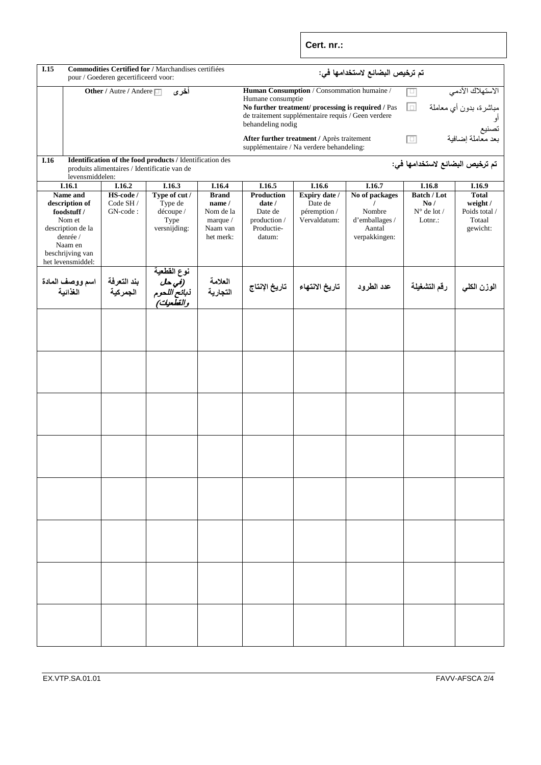**Cert. nr.:**

| I.15 | **Commodities Certified for /** Marchandises certifiées pour / Goederen gecertificeerd voor: | | | | | | | **تم ترخيص البضائع لاستخدامها في:** |
|---|---|---|---|---|---|---|---|---|
| | **Other /** Autre / Andere ☐ **أخرى** | | | | **Human Consumption** / Consommation humaine / Humane consumptie | | ☐ | الاستهلاك الآدمي |
| | | | | | **No further treatment/ processing is required /** Pas de traitement supplémentaire requis / Geen verdere behandeling nodig | | ☐ | مباشرة، بدون أي معاملة أو تصنيع |
| | | | | | **After further treatment /** Après traitement supplémentaire / Na verdere behandeling: | | ☐ | بعد معاملة إضافية |

**I.16** **Identification of the food products /** Identification des produits alimentaires / Identificatie van de levensmiddelen: **تم ترخيص البضائع لاستخدامها في:**

| I.16.1 | I.16.2 | I.16.3 | I.16.4 | I.16.5 | I.16.6 | I.16.7 | I.16.8 | I.16.9 |
|---|---|---|---|---|---|---|---|---|
| **Name and description of foodstuff /** Nom et description de la denrée / Naam en beschrijving van het levensmiddel: | **HS-code /** Code SH / GN-code : | **Type of cut /** Type de découpe / Type versnijding: | **Brand name /** Nom de la marque / Naam van het merk: | **Production date /** Date de production / Productie-datum: | **Expiry date /** Date de péremption / Vervaldatum: | **No of packages /** Nombre d'emballages / Aantal verpakkingen: | **Batch / Lot No /** N° de lot / Lotnr.: | **Total weight /** Poids total / Totaal gewicht: |
| **اسم ووصف المادة الغذائية** | **بند التعرفة الجمركية** | **نوع القطعية *(في حال نباتج اللحوم والقطعيات)*** | **العلامة التجارية** | **تاريخ الإنتاج** | **تاريخ الانتهاء** | **عدد الطرود** | **رقم التشغيلة** | **الوزن الكلي** |
| | | | | | | | | |
| | | | | | | | | |
| | | | | | | | | |
| | | | | | | | | |
| | | | | | | | | |
| | | | | | | | | |
| | | | | | | | | |
| | | | | | | | | |

EX.VTP.SA.01.01 FAVV-AFSCA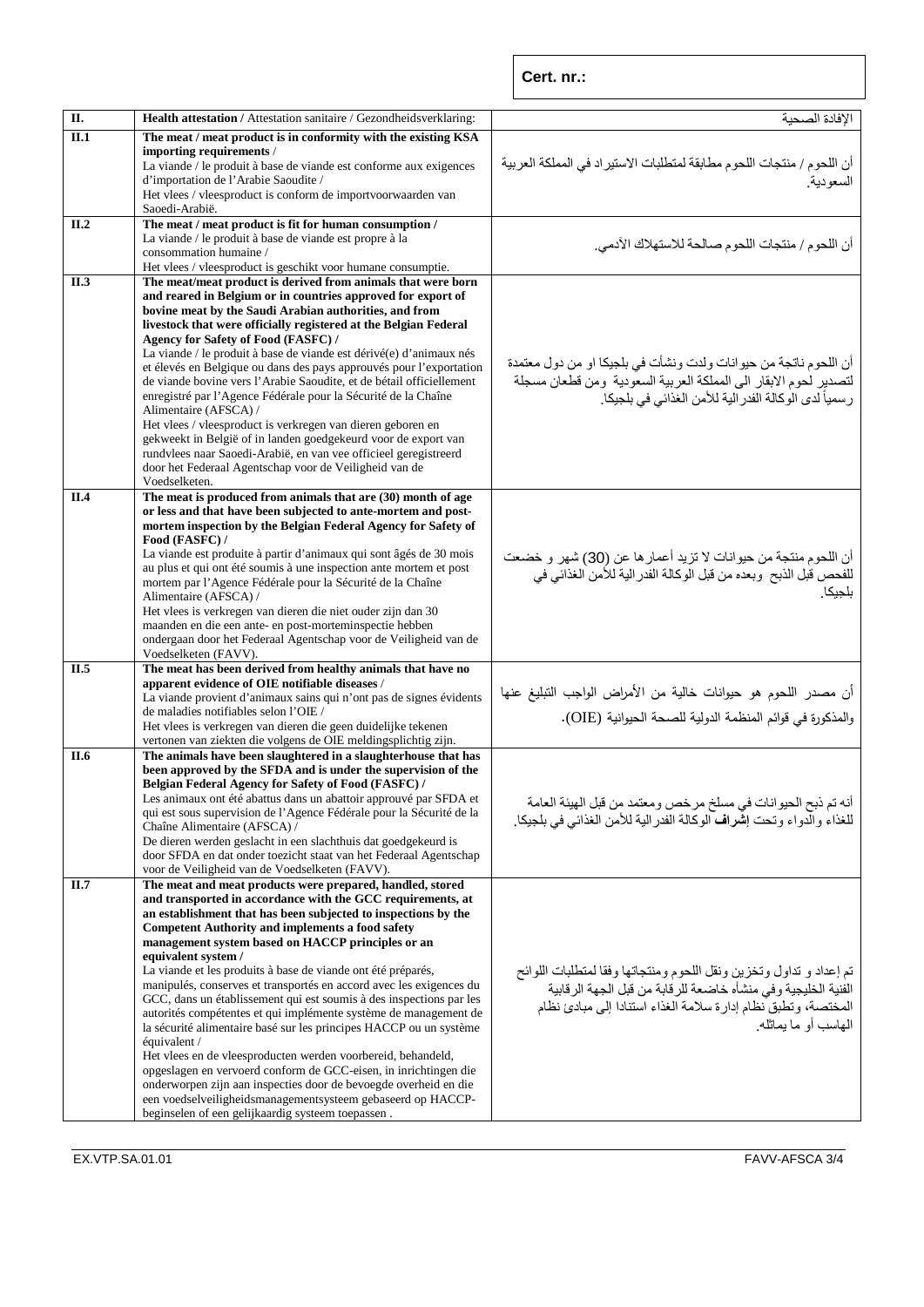**Cert. nr.:**

| II. | **Health attestation /** Attestation sanitaire / Gezondheidsverklaring: | الإفادة الصحية |
|---|---|---|
| **II.1** | **The meat / meat product is in conformity with the existing KSA importing requirements** /<br>La viande / le produit à base de viande est conforme aux exigences d'importation de l'Arabie Saoudite /<br>Het vlees / vleesproduct is conform de importvoorwaarden van Saoedi-Arabië. | أن اللحوم / منتجات اللحوم مطابقة لمتطلبات الاستيراد في المملكة العربية السعودية. |
| **II.2** | **The meat / meat product is fit for human consumption /**<br>La viande / le produit à base de viande est propre à la consommation humaine /<br>Het vlees / vleesproduct is geschikt voor humane consumptie. | أن اللحوم / منتجات اللحوم صالحة للاستهلاك الآدمي. |
| **II.3** | **The meat/meat product is derived from animals that were born and reared in Belgium or in countries approved for export of bovine meat by the Saudi Arabian authorities, and from livestock that were officially registered at the Belgian Federal Agency for Safety of Food (FASFC) /**<br>La viande / le produit à base de viande est dérivé(e) d'animaux nés et élevés en Belgique ou dans des pays approuvés pour l'exportation de viande bovine vers l'Arabie Saoudite, et de bétail officiellement enregistré par l'Agence Fédérale pour la Sécurité de la Chaîne Alimentaire (AFSCA) /<br>Het vlees / vleesproduct is verkregen van dieren geboren en gekweekt in België of in landen goedgekeurd voor de export van rundvlees naar Saoedi-Arabië, en van vee officieel geregistreerd door het Federaal Agentschap voor de Veiligheid van de Voedselketen. | أن اللحوم ناتجة من حيوانات ولدت ونشأت في بلجيكا او من دول معتمدة لتصدير لحوم الابقار الى المملكة العربية السعودية ومن قطعان مسجلة رسمياً لدى الوكالة الفدرالية للأمن الغذائي في بلجيكا. |
| **II.4** | **The meat is produced from animals that are (30) month of age or less and that have been subjected to ante-mortem and post-mortem inspection by the Belgian Federal Agency for Safety of Food (FASFC) /**<br>La viande est produite à partir d'animaux qui sont âgés de 30 mois au plus et qui ont été soumis à une inspection ante mortem et post mortem par l'Agence Fédérale pour la Sécurité de la Chaîne Alimentaire (AFSCA) /<br>Het vlees is verkregen van dieren die niet ouder zijn dan 30 maanden en die een ante- en post-morteminspectie hebben ondergaan door het Federaal Agentschap voor de Veiligheid van de Voedselketen (FAVV). | أن اللحوم منتجة من حيوانات لا تزيد أعمارها عن (30) شهر و خضعت للفحص قبل الذبح وبعده من قبل الوكالة الفدرالية للأمن الغذائي في بلجيكا. |
| **II.5** | **The meat has been derived from healthy animals that have no apparent evidence of OIE notifiable diseases** /<br>La viande provient d'animaux sains qui n'ont pas de signes évidents de maladies notifiables selon l'OIE /<br>Het vlees is verkregen van dieren die geen duidelijke tekenen vertonen van ziekten die volgens de OIE meldingsplichtig zijn. | أن مصدر اللحوم هو حيوانات خالية من الأمراض الواجب التبليغ عنها والمذكورة في قوائم المنظمة الدولية للصحة الحيوانية (OIE). |
| **II.6** | **The animals have been slaughtered in a slaughterhouse that has been approved by the SFDA and is under the supervision of the Belgian Federal Agency for Safety of Food (FASFC) /**<br>Les animaux ont été abattus dans un abattoir approuvé par SFDA et qui est sous supervision de l'Agence Fédérale pour la Sécurité de la Chaîne Alimentaire (AFSCA) /<br>De dieren werden geslacht in een slachthuis dat goedgekeurd is door SFDA en dat onder toezicht staat van het Federaal Agentschap voor de Veiligheid van de Voedselketen (FAVV). | أنه تم ذبح الحيوانات في مسلخ مرخص ومعتمد من قبل الهيئة العامة للغذاء والدواء وتحت **إشراف** الوكالة الفدرالية للأمن الغذائي في بلجيكا. |
| **II.7** | **The meat and meat products were prepared, handled, stored and transported in accordance with the GCC requirements, at an establishment that has been subjected to inspections by the Competent Authority and implements a food safety management system based on HACCP principles or an equivalent system /**<br>La viande et les produits à base de viande ont été préparés, manipulés, conserves et transportés en accord avec les exigences du GCC, dans un établissement qui est soumis à des inspections par les autorités compétentes et qui implémente système de management de la sécurité alimentaire basé sur les principes HACCP ou un système équivalent /<br>Het vlees en de vleesproducten werden voorbereid, behandeld, opgeslagen en vervoerd conform de GCC-eisen, in inrichtingen die onderworpen zijn aan inspecties door de bevoegde overheid en die een voedselveiligheidsmanagementsysteem gebaseerd op HACCP-beginselen of een gelijkaardig systeem toepassen . | تم إعداد و تداول وتخزين ونقل اللحوم ومنتجاتها وفقا لمتطلبات اللوائح الفنية الخليجية وفي منشأه خاضعة للرقابة من قبل الجهة الرقابية المختصة، وتطبق نظام إدارة سلامة الغذاء استنادا إلى مبادئ نظام الهاسب أو ما يماثله. |

EX.VTP.SA.01.01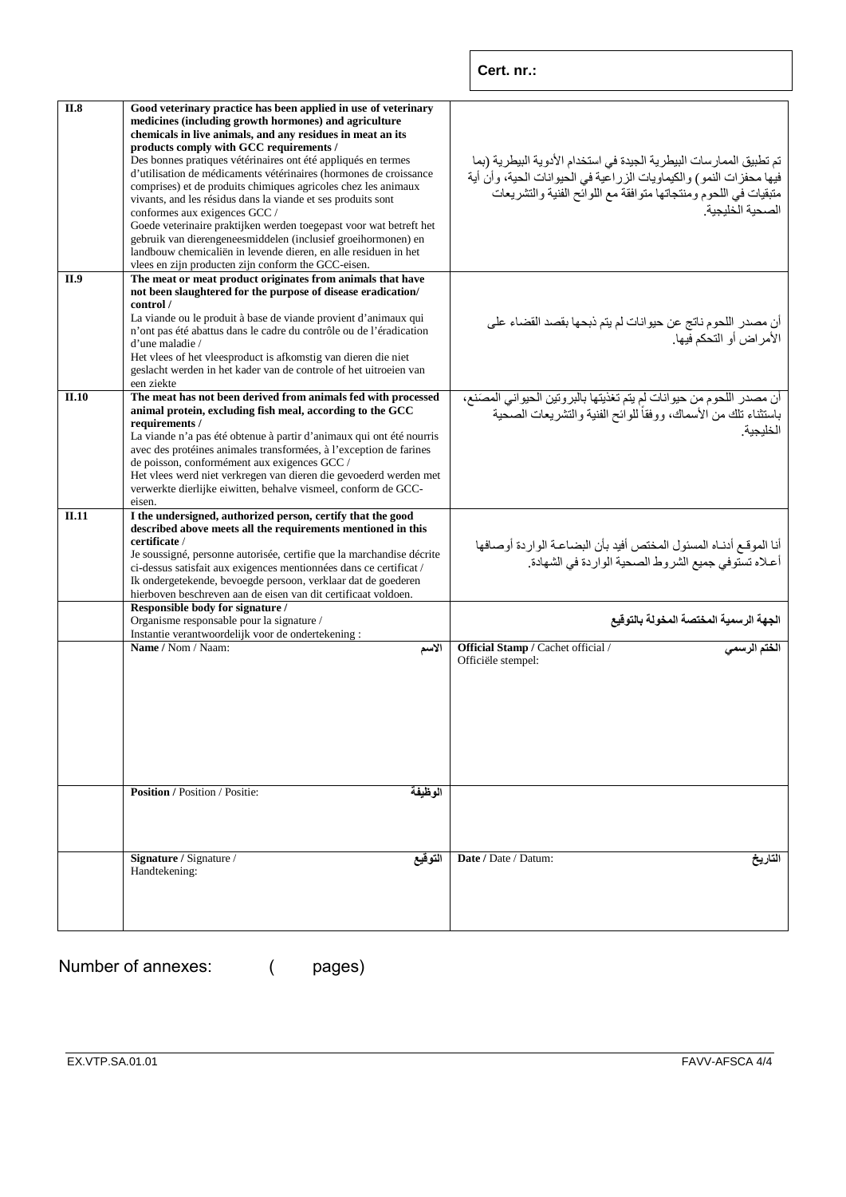**Cert. nr.:**

| | | |
|---|---|---|
| **II.8** | **Good veterinary practice has been applied in use of veterinary medicines (including growth hormones) and agriculture chemicals in live animals, and any residues in meat an its products comply with GCC requirements /**<br>Des bonnes pratiques vétérinaires ont été appliqués en termes d'utilisation de médicaments vétérinaires (hormones de croissance comprises) et de produits chimiques agricoles chez les animaux vivants, and les résidus dans la viande et ses produits sont conformes aux exigences GCC /<br>Goede veterinaire praktijken werden toegepast voor wat betreft het gebruik van dierengeneesmiddelen (inclusief groeihormonen) en landbouw chemicaliën in levende dieren, en alle residuen in het vlees en zijn producten zijn conform the GCC-eisen. | تم تطبيق الممارسات البيطرية الجيدة في استخدام الأدوية البيطرية (بما فيها محفزات النمو) والكيماويات الزراعية في الحيوانات الحية، وأن أية متبقيات في اللحوم ومنتجاتها متوافقة مع اللوائح الفنية والتشريعات الصحية الخليجية. |
| **II.9** | **The meat or meat product originates from animals that have not been slaughtered for the purpose of disease eradication/ control /**<br>La viande ou le produit à base de viande provient d'animaux qui n'ont pas été abattus dans le cadre du contrôle ou de l'éradication d'une maladie /<br>Het vlees of het vleesproduct is afkomstig van dieren die niet geslacht werden in het kader van de controle of het uitroeien van een ziekte | أن مصدر اللحوم ناتج عن حيوانات لم يتم ذبحها بقصد القضاء على الأمراض أو التحكم فيها. |
| **II.10** | **The meat has not been derived from animals fed with processed animal protein, excluding fish meal, according to the GCC requirements /**<br>La viande n'a pas été obtenue à partir d'animaux qui ont été nourris avec des protéines animales transformées, à l'exception de farines de poisson, conformément aux exigences GCC /<br>Het vlees werd niet verkregen van dieren die gevoederd werden met verwerkte dierlijke eiwitten, behalve vismeel, conform de GCC-eisen. | أن مصدر اللحوم من حيوانات لم يتم تغذيتها بالبروتين الحيواني المصنع، باستثناء تلك من الأسماك، ووفقاً للوائح الفنية والتشريعات الصحية الخليجية. |
| **II.11** | **I the undersigned, authorized person, certify that the good described above meets all the requirements mentioned in this certificate** /<br>Je soussigné, personne autorisée, certifie que la marchandise décrite ci-dessus satisfait aux exigences mentionnées dans ce certificat /<br>Ik ondergetekende, bevoegde persoon, verklaar dat de goederen hierboven beschreven aan de eisen van dit certificaat voldoen. | أنا الموقع أدناه المسئول المختص أفيد بأن البضاعة الواردة أوصافها أعلاه تستوفي جميع الشروط الصحية الواردة في الشهادة. |
| | **Responsible body for signature /**<br>Organisme responsable pour la signature /<br>Instantie verantwoordelijk voor de ondertekening : | **الجهة الرسمية المختصة المخولة بالتوقيع** |
| | **Name /** Nom / Naam: **الاسم** | **Official Stamp /** Cachet official / Officiële stempel: **الختم الرسمي** |
| | **Position /** Position / Positie: **الوظيفة** | |
| | **Signature /** Signature / Handtekening: **التوقيع** | **Date /** Date / Datum: **التاريخ** |

Number of annexes: ( pages)

EX.VTP.SA.01.01